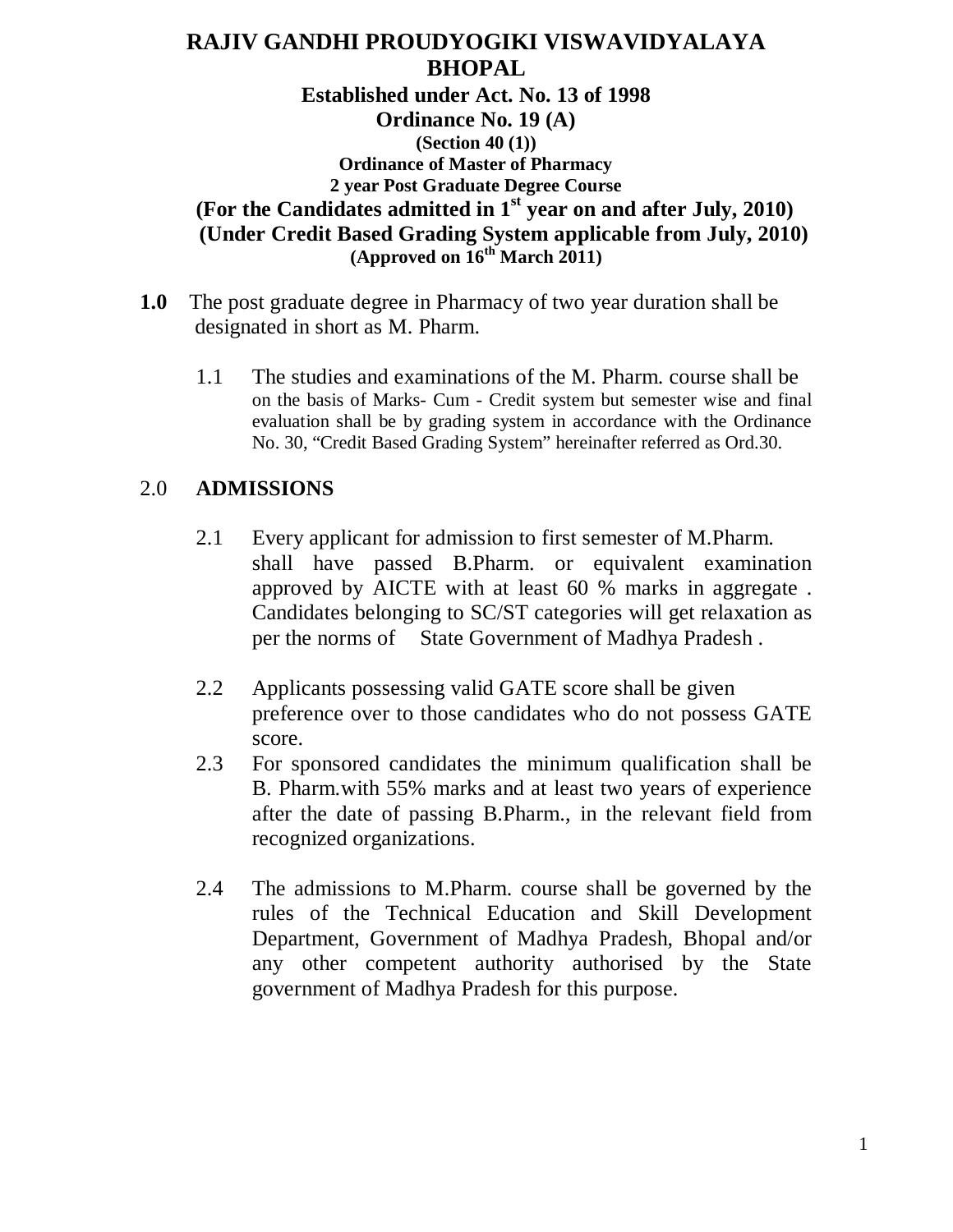# RAJIV GANDHI PROUDYOGIKI VISWAVIDYALAYA BHOPAL

**Established under Act. No. 13 of 1998**

**Ordinance No. 19 (A)**

**(Section 40 (1))**

**Ordinance of Master of Pharmacy**

**2 year Post Graduate Degree Course**

**(For the Candidates admitted in 1st year on and after July, 2010)**

**(Under Credit Based Grading System applicable from July, 2010)**

**(Approved on 16th March 2011)**

**1.0** The post graduate degree in Pharmacy of two year duration shall be designated in short as M. Pharm.

1.1 The studies and examinations of the M. Pharm. course shall be on the basis of Marks- Cum - Credit system but semester wise and final evaluation shall be by grading system in accordance with the Ordinance No. 30, "Credit Based Grading System" hereinafter referred as Ord.30.

## 2.0 ADMISSIONS

2.1 Every applicant for admission to first semester of M.Pharm. shall have passed B.Pharm. or equivalent examination approved by AICTE with at least 60 % marks in aggregate . Candidates belonging to SC/ST categories will get relaxation as per the norms of State Government of Madhya Pradesh .

2.2 Applicants possessing valid GATE score shall be given preference over to those candidates who do not possess GATE score.

2.3 For sponsored candidates the minimum qualification shall be B. Pharm.with 55% marks and at least two years of experience after the date of passing B.Pharm., in the relevant field from recognized organizations.

2.4 The admissions to M.Pharm. course shall be governed by the rules of the Technical Education and Skill Development Department, Government of Madhya Pradesh, Bhopal and/or any other competent authority authorised by the State government of Madhya Pradesh for this purpose.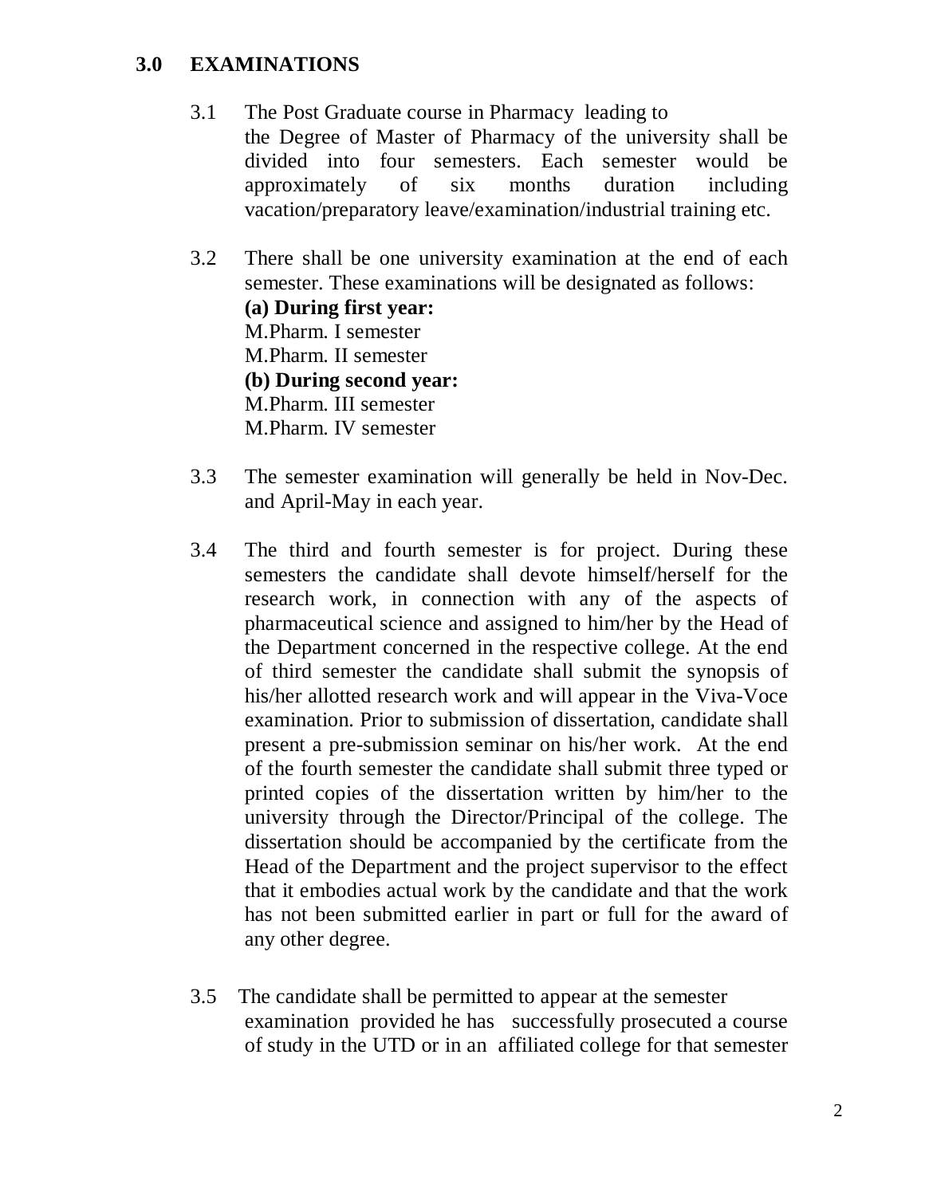## 3.0 EXAMINATIONS

3.1 The Post Graduate course in Pharmacy leading to the Degree of Master of Pharmacy of the university shall be divided into four semesters. Each semester would be approximately of six months duration including vacation/preparatory leave/examination/industrial training etc.

3.2 There shall be one university examination at the end of each semester. These examinations will be designated as follows:

**(a) During first year:**
M.Pharm. I semester
M.Pharm. II semester

**(b) During second year:**
M.Pharm. III semester
M.Pharm. IV semester

3.3 The semester examination will generally be held in Nov-Dec. and April-May in each year.

3.4 The third and fourth semester is for project. During these semesters the candidate shall devote himself/herself for the research work, in connection with any of the aspects of pharmaceutical science and assigned to him/her by the Head of the Department concerned in the respective college. At the end of third semester the candidate shall submit the synopsis of his/her allotted research work and will appear in the Viva-Voce examination. Prior to submission of dissertation, candidate shall present a pre-submission seminar on his/her work. At the end of the fourth semester the candidate shall submit three typed or printed copies of the dissertation written by him/her to the university through the Director/Principal of the college. The dissertation should be accompanied by the certificate from the Head of the Department and the project supervisor to the effect that it embodies actual work by the candidate and that the work has not been submitted earlier in part or full for the award of any other degree.

3.5 The candidate shall be permitted to appear at the semester examination provided he has successfully prosecuted a course of study in the UTD or in an affiliated college for that semester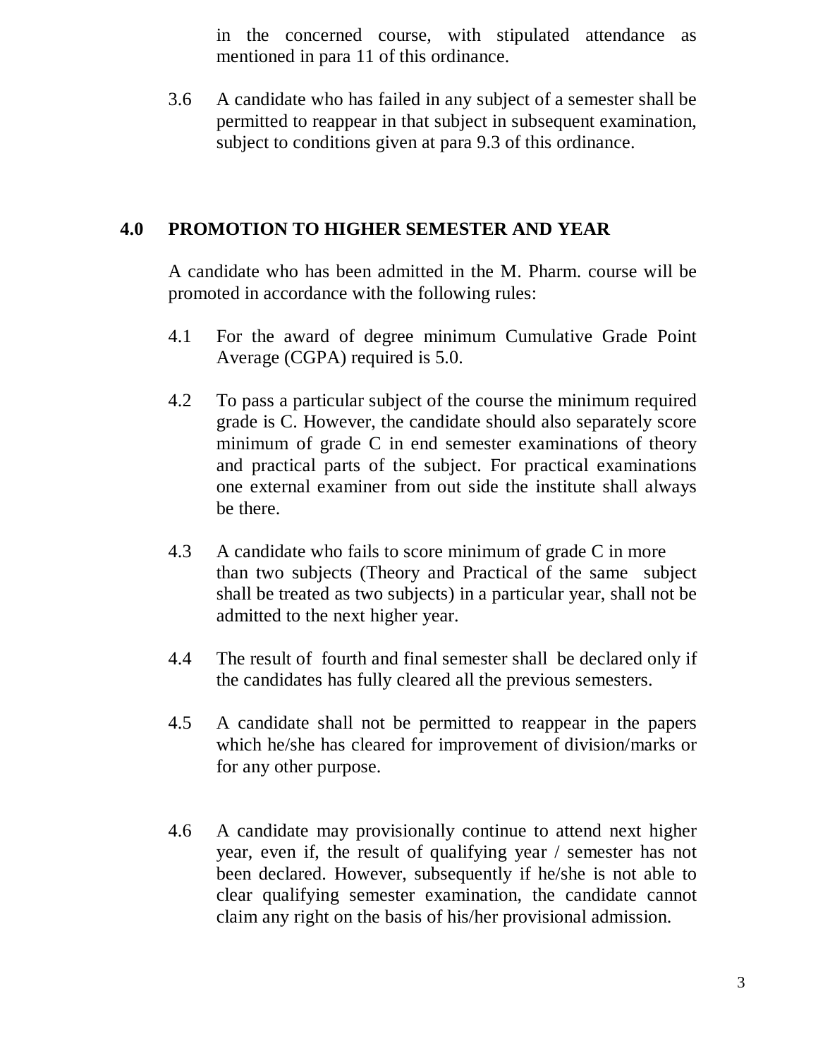in the concerned course, with stipulated attendance as mentioned in para 11 of this ordinance.

3.6 A candidate who has failed in any subject of a semester shall be permitted to reappear in that subject in subsequent examination, subject to conditions given at para 9.3 of this ordinance.

## 4.0 PROMOTION TO HIGHER SEMESTER AND YEAR

A candidate who has been admitted in the M. Pharm. course will be promoted in accordance with the following rules:

4.1 For the award of degree minimum Cumulative Grade Point Average (CGPA) required is 5.0.

4.2 To pass a particular subject of the course the minimum required grade is C. However, the candidate should also separately score minimum of grade C in end semester examinations of theory and practical parts of the subject. For practical examinations one external examiner from out side the institute shall always be there.

4.3 A candidate who fails to score minimum of grade C in more than two subjects (Theory and Practical of the same subject shall be treated as two subjects) in a particular year, shall not be admitted to the next higher year.

4.4 The result of fourth and final semester shall be declared only if the candidates has fully cleared all the previous semesters.

4.5 A candidate shall not be permitted to reappear in the papers which he/she has cleared for improvement of division/marks or for any other purpose.

4.6 A candidate may provisionally continue to attend next higher year, even if, the result of qualifying year / semester has not been declared. However, subsequently if he/she is not able to clear qualifying semester examination, the candidate cannot claim any right on the basis of his/her provisional admission.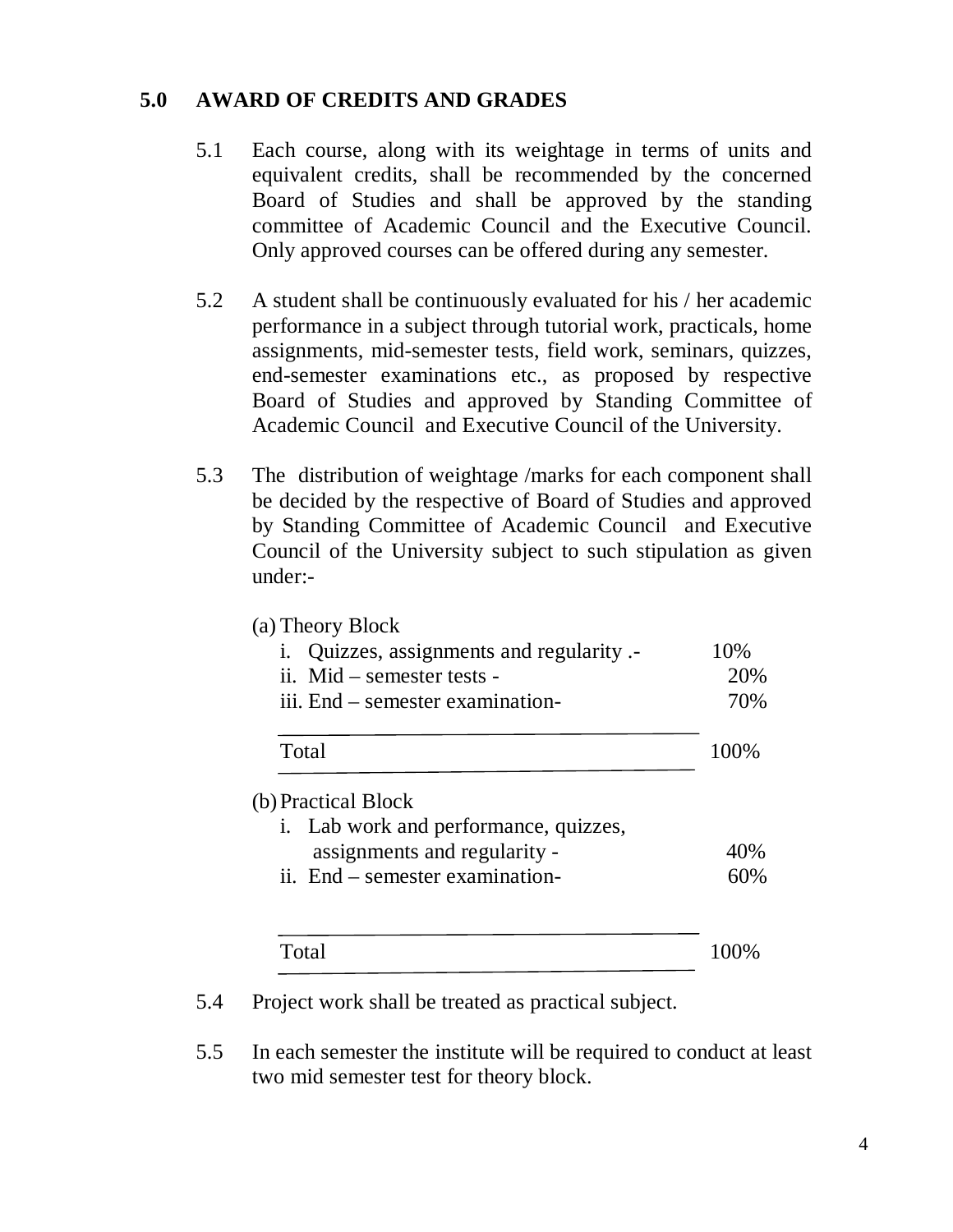## 5.0 AWARD OF CREDITS AND GRADES

5.1 Each course, along with its weightage in terms of units and equivalent credits, shall be recommended by the concerned Board of Studies and shall be approved by the standing committee of Academic Council and the Executive Council. Only approved courses can be offered during any semester.

5.2 A student shall be continuously evaluated for his / her academic performance in a subject through tutorial work, practicals, home assignments, mid-semester tests, field work, seminars, quizzes, end-semester examinations etc., as proposed by respective Board of Studies and approved by Standing Committee of Academic Council and Executive Council of the University.

5.3 The distribution of weightage /marks for each component shall be decided by the respective of Board of Studies and approved by Standing Committee of Academic Council and Executive Council of the University subject to such stipulation as given under:-

(a) Theory Block

| Component | Weightage |
|---|---|
| i. Quizzes, assignments and regularity .- | 10% |
| ii. Mid – semester tests - | 20% |
| iii. End – semester examination- | 70% |
| Total | 100% |

(b) Practical Block

| Component | Weightage |
|---|---|
| i. Lab work and performance, quizzes, assignments and regularity - | 40% |
| ii. End – semester examination- | 60% |
| Total | 100% |

5.4 Project work shall be treated as practical subject.

5.5 In each semester the institute will be required to conduct at least two mid semester test for theory block.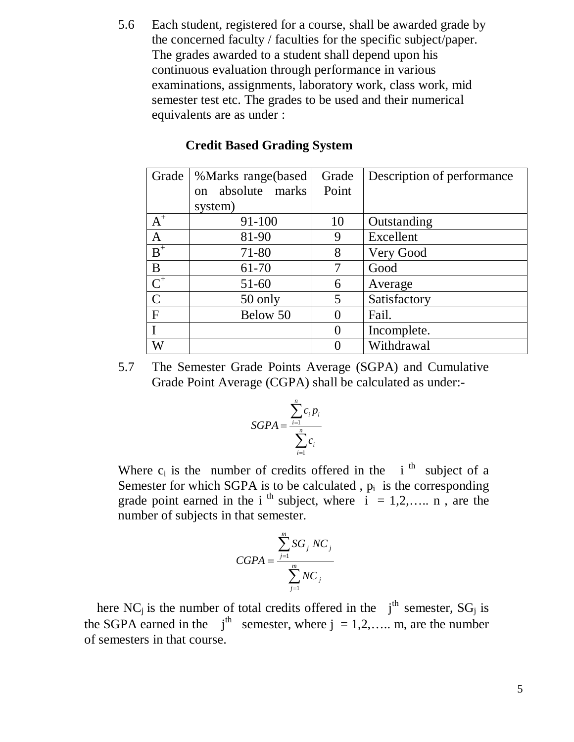5.6 Each student, registered for a course, shall be awarded grade by the concerned faculty / faculties for the specific subject/paper. The grades awarded to a student shall depend upon his continuous evaluation through performance in various examinations, assignments, laboratory work, class work, mid semester test etc. The grades to be used and their numerical equivalents are as under :

**Credit Based Grading System**

| Grade | %Marks range(based on absolute marks system) | Grade Point | Description of performance |
|---|---|---|---|
| $A^+$ | 91-100 | 10 | Outstanding |
| A | 81-90 | 9 | Excellent |
| $B^+$ | 71-80 | 8 | Very Good |
| B | 61-70 | 7 | Good |
| $C^+$ | 51-60 | 6 | Average |
| C | 50 only | 5 | Satisfactory |
| F | Below 50 | 0 | Fail. |
| I | | 0 | Incomplete. |
| W | | 0 | Withdrawal |

5.7 The Semester Grade Points Average (SGPA) and Cumulative Grade Point Average (CGPA) shall be calculated as under:-

$$SGPA = \frac{\sum_{i=1}^{n} c_i p_i}{\sum_{i=1}^{n} c_i}$$

Where $c_i$ is the number of credits offered in the $i^{th}$ subject of a Semester for which SGPA is to be calculated , $p_i$ is the corresponding grade point earned in the $i^{th}$ subject, where $i = 1,2,\ldots n$ , are the number of subjects in that semester.

$$CGPA = \frac{\sum_{j=1}^{m} SG_j \; NC_j}{\sum_{j=1}^{m} NC_j}$$

here $NC_j$ is the number of total credits offered in the $j^{th}$ semester, $SG_j$ is the SGPA earned in the $j^{th}$ semester, where $j = 1,2,\ldots m$, are the number of semesters in that course.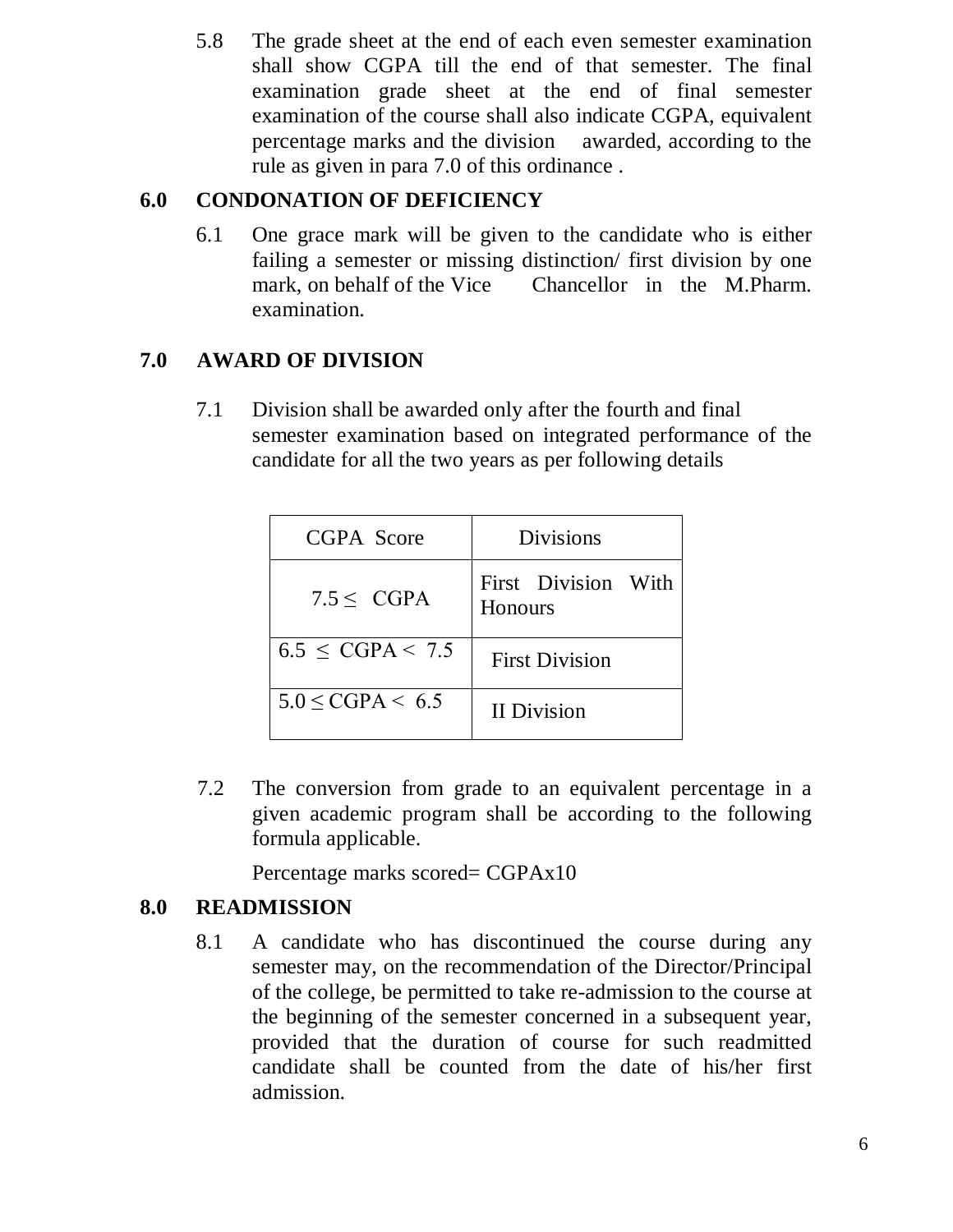5.8 The grade sheet at the end of each even semester examination shall show CGPA till the end of that semester. The final examination grade sheet at the end of final semester examination of the course shall also indicate CGPA, equivalent percentage marks and the division awarded, according to the rule as given in para 7.0 of this ordinance .

## 6.0 CONDONATION OF DEFICIENCY

6.1 One grace mark will be given to the candidate who is either failing a semester or missing distinction/ first division by one mark, on behalf of the Vice Chancellor in the M.Pharm. examination.

## 7.0 AWARD OF DIVISION

7.1 Division shall be awarded only after the fourth and final semester examination based on integrated performance of the candidate for all the two years as per following details

| CGPA Score | Divisions |
|---|---|
| $7.5 \leq$ CGPA | First Division With Honours |
| $6.5 \leq$ CGPA $< 7.5$ | First Division |
| $5.0 \leq$ CGPA $< 6.5$ | II Division |

7.2 The conversion from grade to an equivalent percentage in a given academic program shall be according to the following formula applicable.

Percentage marks scored= CGPAx10

## 8.0 READMISSION

8.1 A candidate who has discontinued the course during any semester may, on the recommendation of the Director/Principal of the college, be permitted to take re-admission to the course at the beginning of the semester concerned in a subsequent year, provided that the duration of course for such readmitted candidate shall be counted from the date of his/her first admission.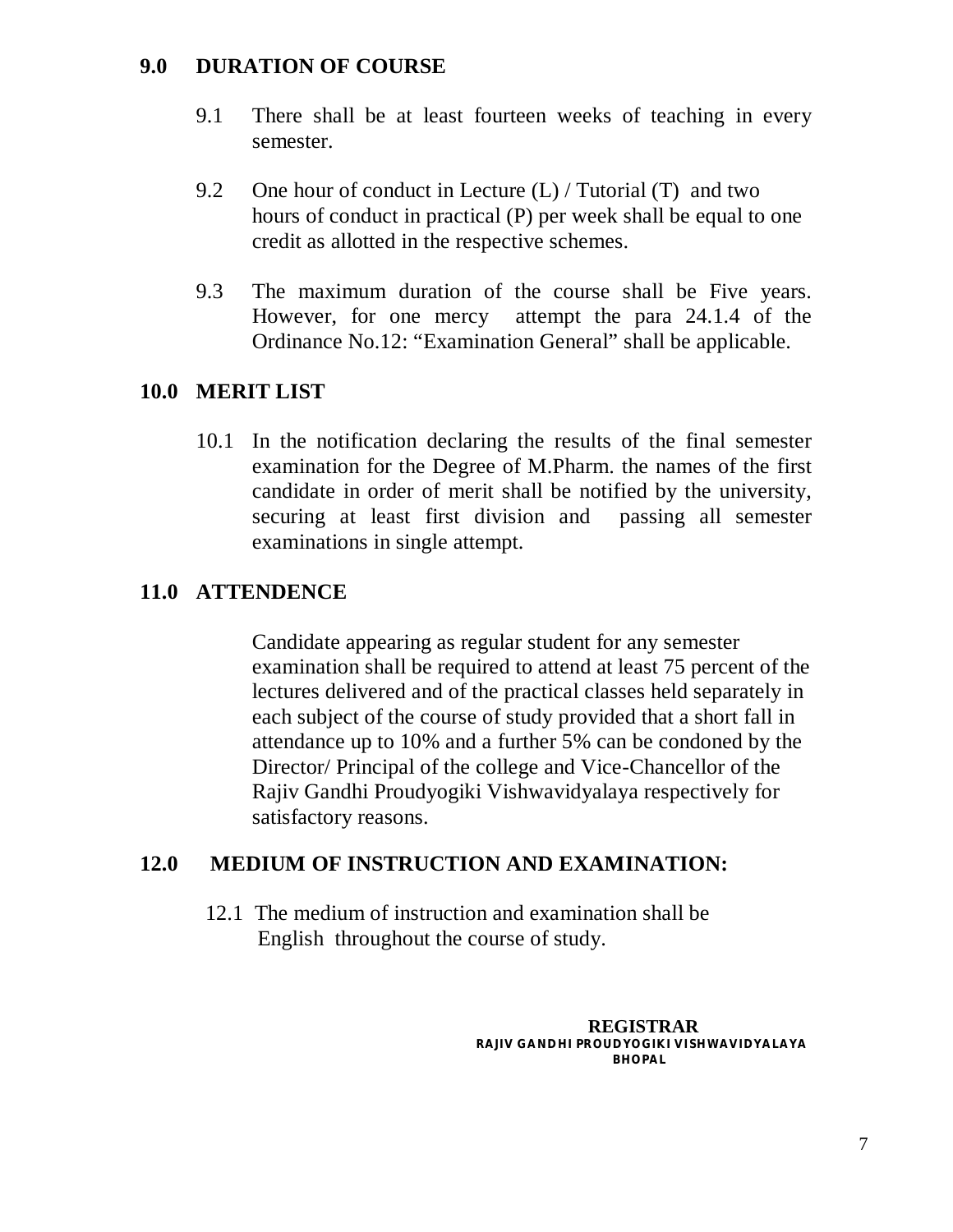## 9.0 DURATION OF COURSE

9.1 There shall be at least fourteen weeks of teaching in every semester.

9.2 One hour of conduct in Lecture (L) / Tutorial (T) and two hours of conduct in practical (P) per week shall be equal to one credit as allotted in the respective schemes.

9.3 The maximum duration of the course shall be Five years. However, for one mercy attempt the para 24.1.4 of the Ordinance No.12: "Examination General" shall be applicable.

## 10.0 MERIT LIST

10.1 In the notification declaring the results of the final semester examination for the Degree of M.Pharm. the names of the first candidate in order of merit shall be notified by the university, securing at least first division and passing all semester examinations in single attempt.

## 11.0 ATTENDENCE

Candidate appearing as regular student for any semester examination shall be required to attend at least 75 percent of the lectures delivered and of the practical classes held separately in each subject of the course of study provided that a short fall in attendance up to 10% and a further 5% can be condoned by the Director/ Principal of the college and Vice-Chancellor of the Rajiv Gandhi Proudyogiki Vishwavidyalaya respectively for satisfactory reasons.

## 12.0 MEDIUM OF INSTRUCTION AND EXAMINATION:

12.1 The medium of instruction and examination shall be English throughout the course of study.

**REGISTRAR**
**RAJIV GANDHI PROUDYOGIKI VISHWAVIDYALAYA**
**BHOPAL**